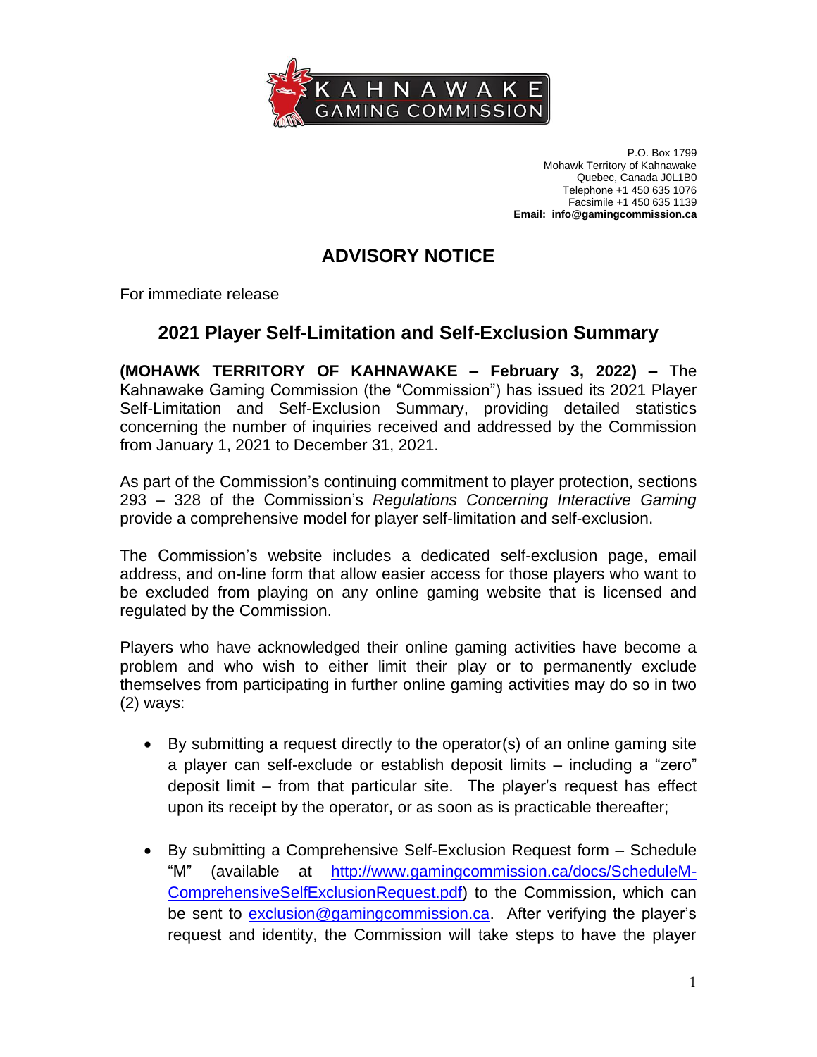KAHNAWAKE GAMING COMMISSION

P.O. Box 1799
Mohawk Territory of Kahnawake
Quebec, Canada J0L1B0
Telephone +1 450 635 1076
Facsimile +1 450 635 1139
**Email: info@gamingcommission.ca**

# ADVISORY NOTICE

For immediate release

## 2021 Player Self-Limitation and Self-Exclusion Summary

**(MOHAWK TERRITORY OF KAHNAWAKE – February 3, 2022) –** The Kahnawake Gaming Commission (the "Commission") has issued its 2021 Player Self-Limitation and Self-Exclusion Summary, providing detailed statistics concerning the number of inquiries received and addressed by the Commission from January 1, 2021 to December 31, 2021.

As part of the Commission's continuing commitment to player protection, sections 293 – 328 of the Commission's *Regulations Concerning Interactive Gaming* provide a comprehensive model for player self-limitation and self-exclusion.

The Commission's website includes a dedicated self-exclusion page, email address, and on-line form that allow easier access for those players who want to be excluded from playing on any online gaming website that is licensed and regulated by the Commission.

Players who have acknowledged their online gaming activities have become a problem and who wish to either limit their play or to permanently exclude themselves from participating in further online gaming activities may do so in two (2) ways:

- By submitting a request directly to the operator(s) of an online gaming site a player can self-exclude or establish deposit limits – including a "zero" deposit limit – from that particular site. The player's request has effect upon its receipt by the operator, or as soon as is practicable thereafter;

- By submitting a Comprehensive Self-Exclusion Request form – Schedule "M" (available at [http://www.gamingcommission.ca/docs/ScheduleM-ComprehensiveSelfExclusionRequest.pdf](http://www.gamingcommission.ca/docs/ScheduleM-ComprehensiveSelfExclusionRequest.pdf)) to the Commission, which can be sent to [exclusion@gamingcommission.ca](mailto:exclusion@gamingcommission.ca). After verifying the player's request and identity, the Commission will take steps to have the player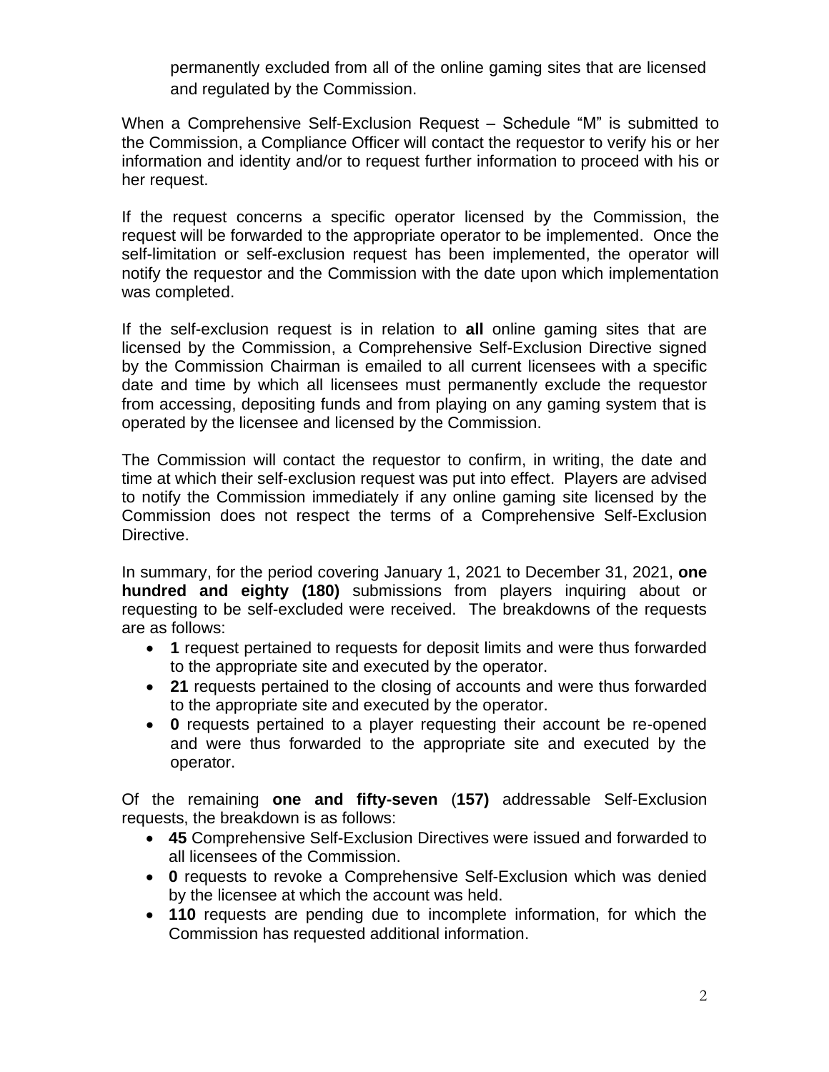permanently excluded from all of the online gaming sites that are licensed and regulated by the Commission.

When a Comprehensive Self-Exclusion Request – Schedule "M" is submitted to the Commission, a Compliance Officer will contact the requestor to verify his or her information and identity and/or to request further information to proceed with his or her request.

If the request concerns a specific operator licensed by the Commission, the request will be forwarded to the appropriate operator to be implemented. Once the self-limitation or self-exclusion request has been implemented, the operator will notify the requestor and the Commission with the date upon which implementation was completed.

If the self-exclusion request is in relation to **all** online gaming sites that are licensed by the Commission, a Comprehensive Self-Exclusion Directive signed by the Commission Chairman is emailed to all current licensees with a specific date and time by which all licensees must permanently exclude the requestor from accessing, depositing funds and from playing on any gaming system that is operated by the licensee and licensed by the Commission.

The Commission will contact the requestor to confirm, in writing, the date and time at which their self-exclusion request was put into effect. Players are advised to notify the Commission immediately if any online gaming site licensed by the Commission does not respect the terms of a Comprehensive Self-Exclusion Directive.

In summary, for the period covering January 1, 2021 to December 31, 2021, **one hundred and eighty (180)** submissions from players inquiring about or requesting to be self-excluded were received. The breakdowns of the requests are as follows:

- **1** request pertained to requests for deposit limits and were thus forwarded to the appropriate site and executed by the operator.
- **21** requests pertained to the closing of accounts and were thus forwarded to the appropriate site and executed by the operator.
- **0** requests pertained to a player requesting their account be re-opened and were thus forwarded to the appropriate site and executed by the operator.

Of the remaining **one and fifty-seven** (**157)** addressable Self-Exclusion requests, the breakdown is as follows:

- **45** Comprehensive Self-Exclusion Directives were issued and forwarded to all licensees of the Commission.
- **0** requests to revoke a Comprehensive Self-Exclusion which was denied by the licensee at which the account was held.
- **110** requests are pending due to incomplete information, for which the Commission has requested additional information.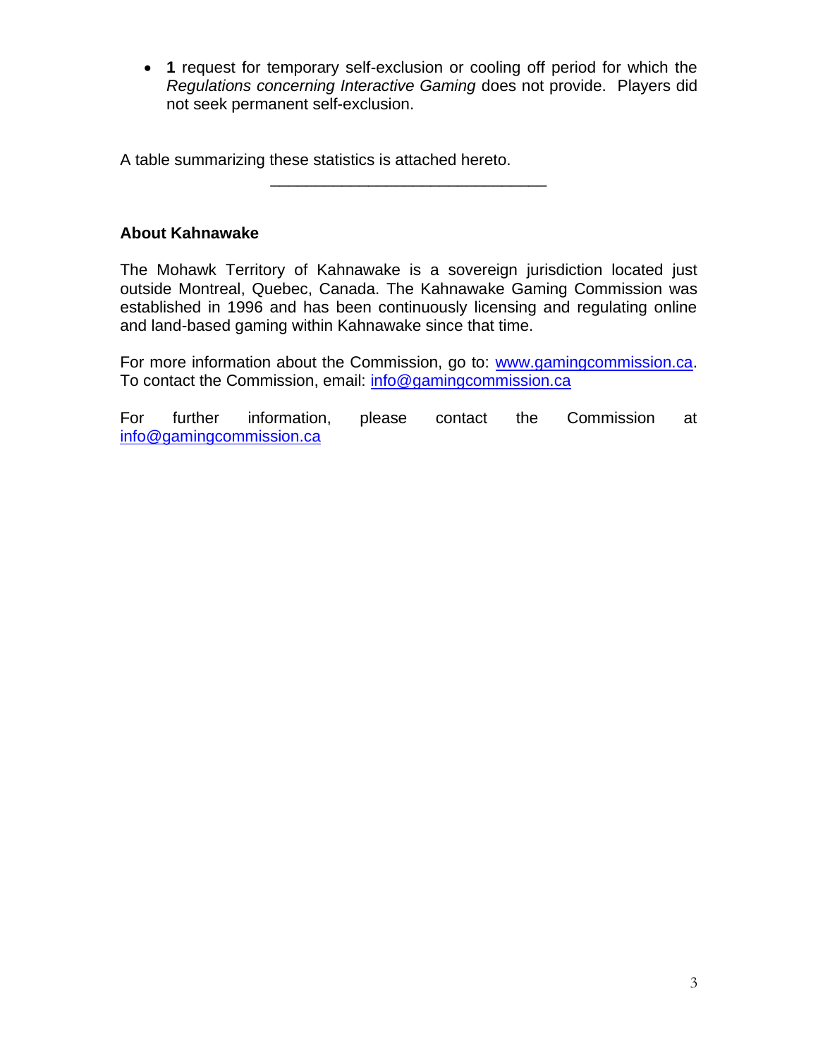- **1** request for temporary self-exclusion or cooling off period for which the *Regulations concerning Interactive Gaming* does not provide. Players did not seek permanent self-exclusion.

A table summarizing these statistics is attached hereto.

---

**About Kahnawake**

The Mohawk Territory of Kahnawake is a sovereign jurisdiction located just outside Montreal, Quebec, Canada. The Kahnawake Gaming Commission was established in 1996 and has been continuously licensing and regulating online and land-based gaming within Kahnawake since that time.

For more information about the Commission, go to: www.gamingcommission.ca. To contact the Commission, email: info@gamingcommission.ca

For further information, please contact the Commission at info@gamingcommission.ca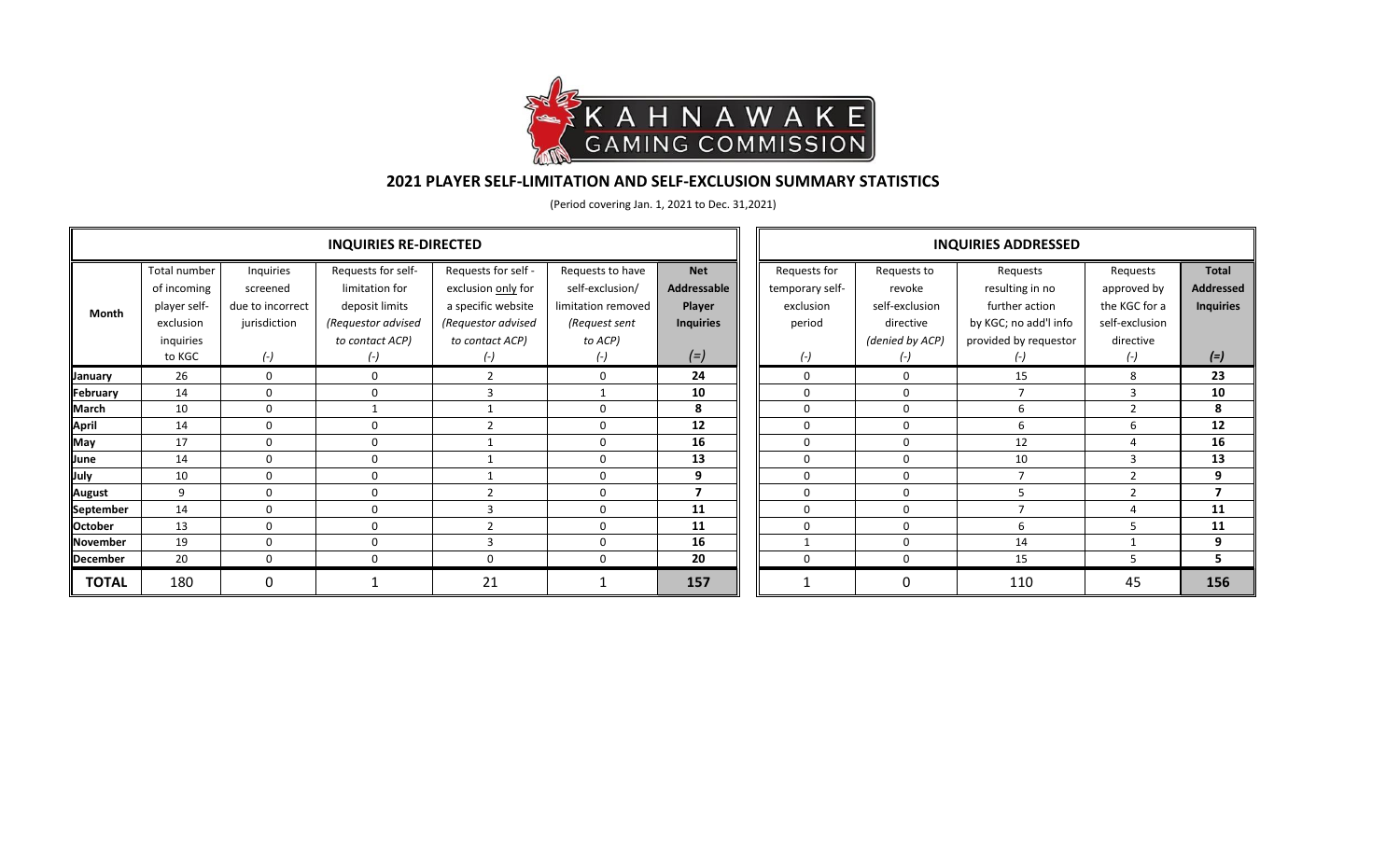KAHNAWAKE GAMING COMMISSION

## 2021 PLAYER SELF-LIMITATION AND SELF-EXCLUSION SUMMARY STATISTICS

(Period covering Jan. 1, 2021 to Dec. 31,2021)

| | INQUIRIES RE-DIRECTED | | | | | | INQUIRIES ADDRESSED | | | | |
|---|---|---|---|---|---|---|---|---|---|---|---|
| **Month** | Total number of incoming player self-exclusion inquiries to KGC | Inquiries screened due to incorrect jurisdiction (-) | Requests for self-limitation for deposit limits *(Requestor advised to contact ACP)* (-) | Requests for self - exclusion only for a specific website *(Requestor advised to contact ACP)* (-) | Requests to have self-exclusion/ limitation removed *(Request sent to ACP)* (-) | **Net Addressable Player Inquiries** *(=)* | Requests for temporary self-exclusion period (-) | Requests to revoke self-exclusion directive *(denied by ACP)* (-) | Requests resulting in no further action by KGC; no add'l info provided by requestor (-) | Requests approved by the KGC for a self-exclusion directive (-) | **Total Addressed Inquiries** *(=)* |
| **January** | 26 | 0 | 0 | 2 | 0 | **24** | 0 | 0 | 15 | 8 | **23** |
| **February** | 14 | 0 | 0 | 3 | 1 | **10** | 0 | 0 | 7 | 3 | **10** |
| **March** | 10 | 0 | 1 | 1 | 0 | **8** | 0 | 0 | 6 | 2 | **8** |
| **April** | 14 | 0 | 0 | 2 | 0 | **12** | 0 | 0 | 6 | 6 | **12** |
| **May** | 17 | 0 | 0 | 1 | 0 | **16** | 0 | 0 | 12 | 4 | **16** |
| **June** | 14 | 0 | 0 | 1 | 0 | **13** | 0 | 0 | 10 | 3 | **13** |
| **July** | 10 | 0 | 0 | 1 | 0 | **9** | 0 | 0 | 7 | 2 | **9** |
| **August** | 9 | 0 | 0 | 2 | 0 | **7** | 0 | 0 | 5 | 2 | **7** |
| **September** | 14 | 0 | 0 | 3 | 0 | **11** | 0 | 0 | 7 | 4 | **11** |
| **October** | 13 | 0 | 0 | 2 | 0 | **11** | 0 | 0 | 6 | 5 | **11** |
| **November** | 19 | 0 | 0 | 3 | 0 | **16** | 1 | 0 | 14 | 1 | **9** |
| **December** | 20 | 0 | 0 | 0 | 0 | **20** | 0 | 0 | 15 | 5 | **5** |
| **TOTAL** | 180 | 0 | 1 | 21 | 1 | **157** | 1 | 0 | 110 | 45 | **156** |